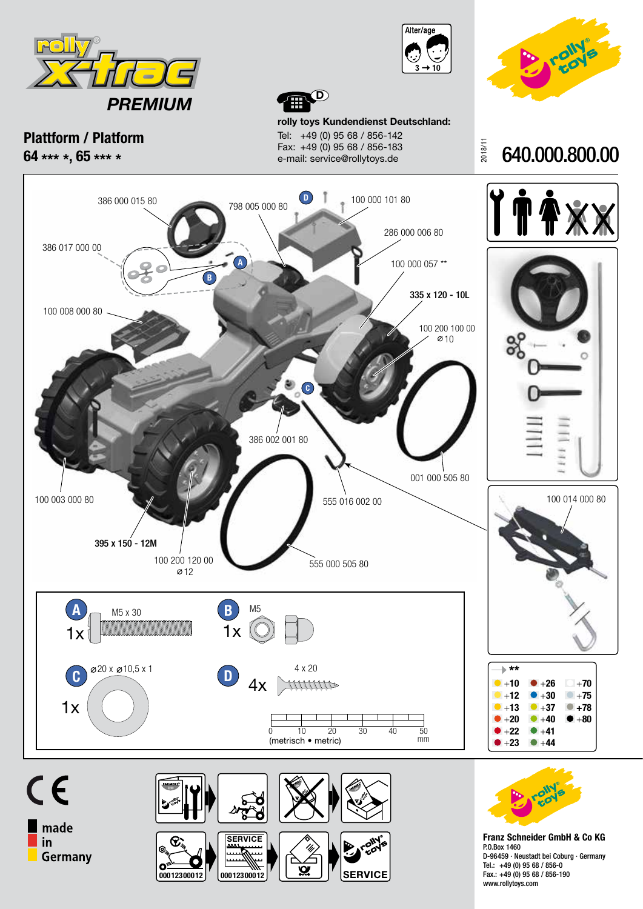# rolly x-trac PREMIUM

Alter/age 3 → 10

## Plattform / Platform

**64 *** *, 65 *** ***

**rolly toys Kundendienst Deutschland:**

Tel: +49 (0) 95 68 / 856-142
Fax: +49 (0) 95 68 / 856-183
e-mail: service@rollytoys.de

2018/11

# 640.000.800.00

386 000 015 80
798 005 000 80
100 000 101 80
286 000 006 80
386 017 000 00
100 000 057 **
335 x 120 - 10L
100 008 000 80
100 200 100 00 ⌀10
386 002 001 80
001 000 505 80
100 003 000 80
555 016 002 00
395 x 150 - 12M
100 200 120 00 ⌀12
555 000 505 80
100 014 000 80

| | | |
|---|---|---|
| **A** | M5 x 30 | 1x |
| **B** | M5 | 1x |
| **C** | ⌀20 x ⌀10,5 x 1 | 1x |
| **D** | 4 x 20 | 4x |

0 10 20 30 40 50 mm
(metrisch • metric)

**

| | | |
|---|---|---|
| +10 | +26 | +70 |
| +12 | +30 | +75 |
| +13 | +37 | +78 |
| +20 | +40 | +80 |
| +22 | +41 | |
| +23 | +44 | |

CE

made in Germany

000123000012
SERVICE
000123000012
SERVICE

**Franz Schneider GmbH & Co KG**
P.O.Box 1460
D-96459 · Neustadt bei Coburg · Germany
Tel.: +49 (0) 95 68 / 856-0
Fax.: +49 (0) 95 68 / 856-190
www.rollytoys.com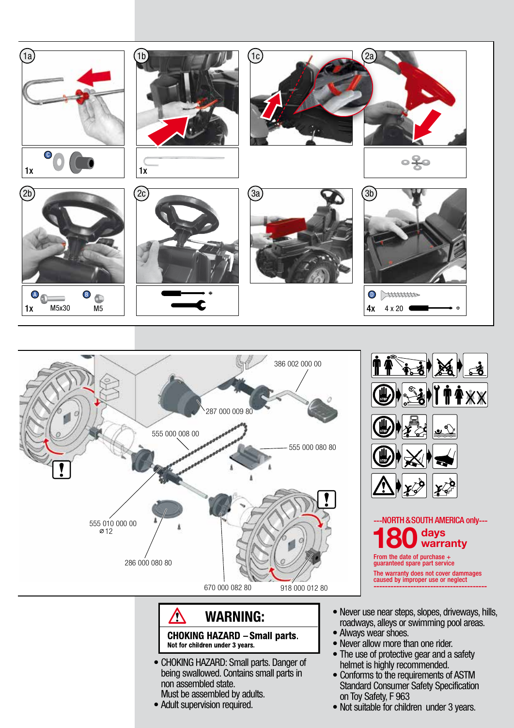1a

1x

1b

1x

1c

2a

2b

1x M5x30 M5

2c

3a

3b

4x 4 x 20

386 002 000 00

287 000 009 80

555 000 008 00

555 000 080 80

555 010 000 00
⌀12

286 000 080 80

670 000 082 80

918 000 012 80

---NORTH & SOUTH AMERICA only---

**180 days warranty**

From the date of purchase + guaranteed spare part service

The warranty does not cover dammages caused by improper use or neglect

## WARNING:

**CHOKING HAZARD – Small parts.**
**Not for children under 3 years.**

- CHOKING HAZARD: Small parts. Danger of being swallowed. Contains small parts in non assembled state. Must be assembled by adults.
- Adult supervision required.
- Never use near steps, slopes, driveways, hills, roadways, alleys or swimming pool areas.
- Always wear shoes.
- Never allow more than one rider.
- The use of protective gear and a safety helmet is highly recommended.
- Conforms to the requirements of ASTM Standard Consumer Safety Specification on Toy Safety, F 963
- Not suitable for children under 3 years.